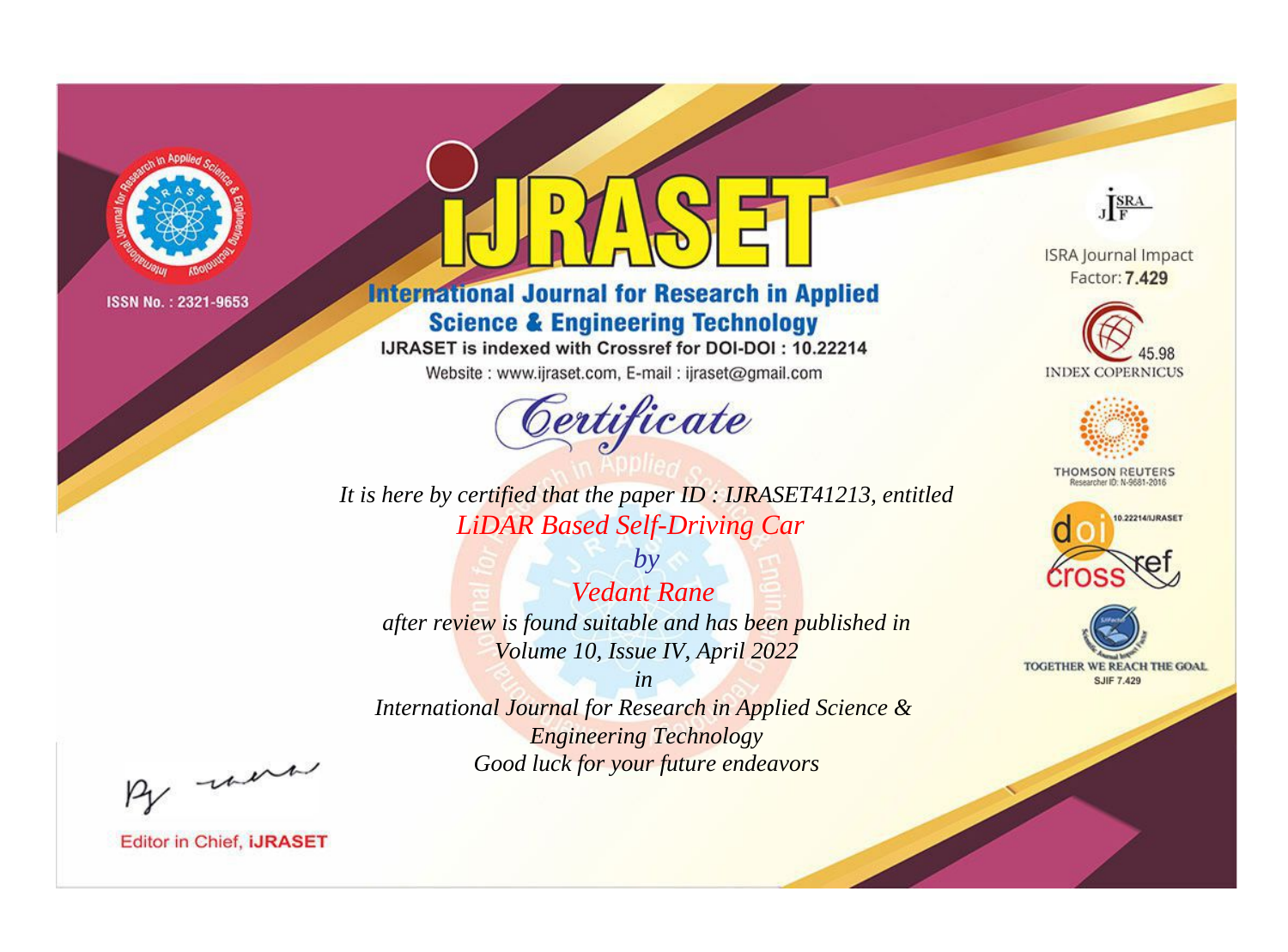ISSN No. : 2321-9653

# IJRASET

## International Journal for Research in Applied Science & Engineering Technology

IJRASET is indexed with Crossref for DOI-DOI : 10.22214

Website : www.ijraset.com, E-mail : ijraset@gmail.com

# *Certificate*

*It is here by certified that the paper ID : IJRASET41213, entitled*

*LiDAR Based Self-Driving Car*

*by*

*Vedant Rane*

*after review is found suitable and has been published in*

*Volume 10, Issue IV, April 2022*

*in*

*International Journal for Research in Applied Science & Engineering Technology*

*Good luck for your future endeavors*

ISRA Journal Impact Factor: **7.429**

45.98 INDEX COPERNICUS

THOMSON REUTERS Researcher ID: N-9681-2016

10.22214/IJRASET

TOGETHER WE REACH THE GOAL SJIF 7.429

Editor in Chief, **IJRASET**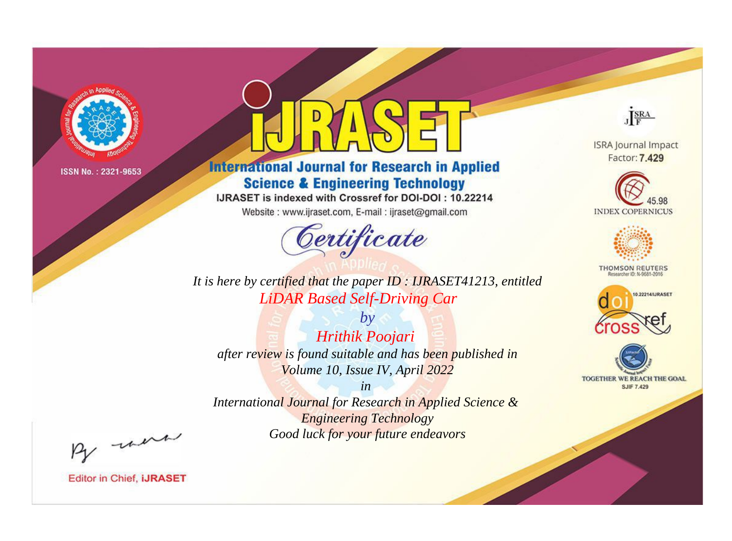ISSN No. : 2321-9653

# iJRASET

## International Journal for Research in Applied Science & Engineering Technology

IJRASET is indexed with Crossref for DOI-DOI : 10.22214

Website : www.ijraset.com, E-mail : ijraset@gmail.com

ISRA Journal Impact Factor: **7.429**

45.98 INDEX COPERNICUS

THOMSON REUTERS Researcher ID: N-9681-2016

10.22214/IJRASET

TOGETHER WE REACH THE GOAL SJIF 7.429

# *Certificate*

*It is here by certified that the paper ID : IJRASET41213, entitled*

*LiDAR Based Self-Driving Car*

*by*

*Hrithik Poojari*

*after review is found suitable and has been published in*

*Volume 10, Issue IV, April 2022*

*in*

*International Journal for Research in Applied Science & Engineering Technology*

*Good luck for your future endeavors*

Editor in Chief, **iJRASET**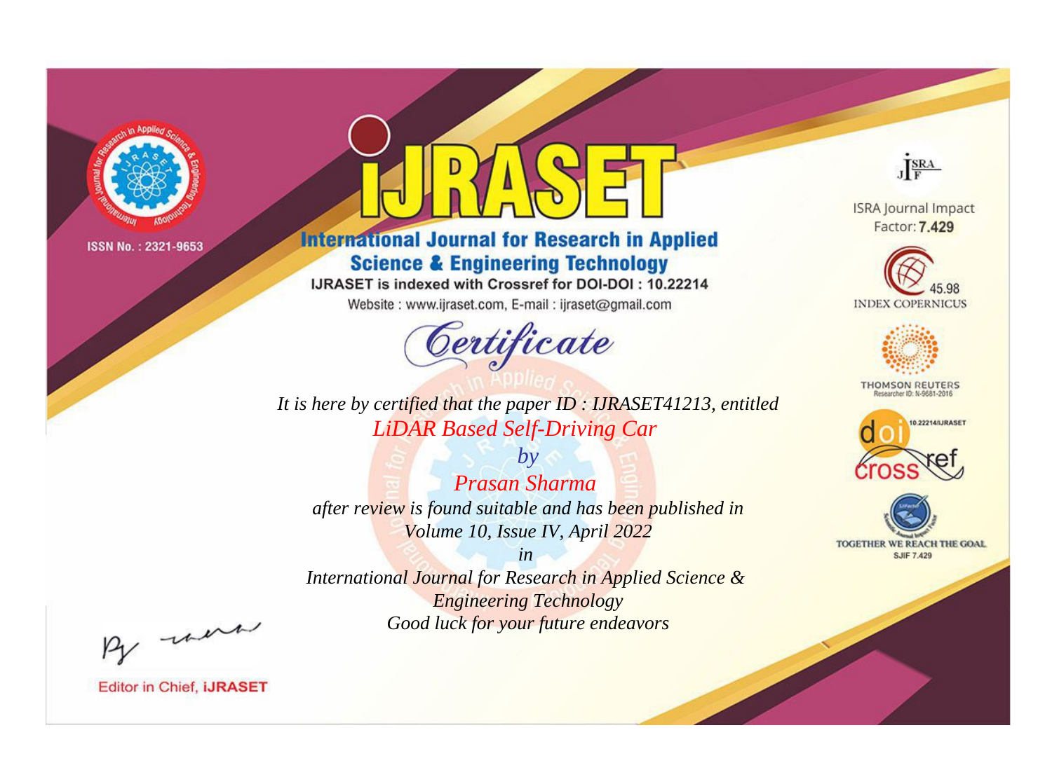ISSN No. : 2321-9653

# IJRASET

## International Journal for Research in Applied Science & Engineering Technology

IJRASET is indexed with Crossref for DOI-DOI : 10.22214

Website : www.ijraset.com, E-mail : ijraset@gmail.com

# Certificate

*It is here by certified that the paper ID : IJRASET41213, entitled*

*LiDAR Based Self-Driving Car*

*by*

*Prasan Sharma*

*after review is found suitable and has been published in*

*Volume 10, Issue IV, April 2022*

*in*

*International Journal for Research in Applied Science & Engineering Technology*

*Good luck for your future endeavors*

ISRA Journal Impact Factor: **7.429**

45.98 INDEX COPERNICUS

THOMSON REUTERS Researcher ID: N-9681-2016

10.22214/IJRASET

TOGETHER WE REACH THE GOAL SJIF 7.429

Editor in Chief, **iJRASET**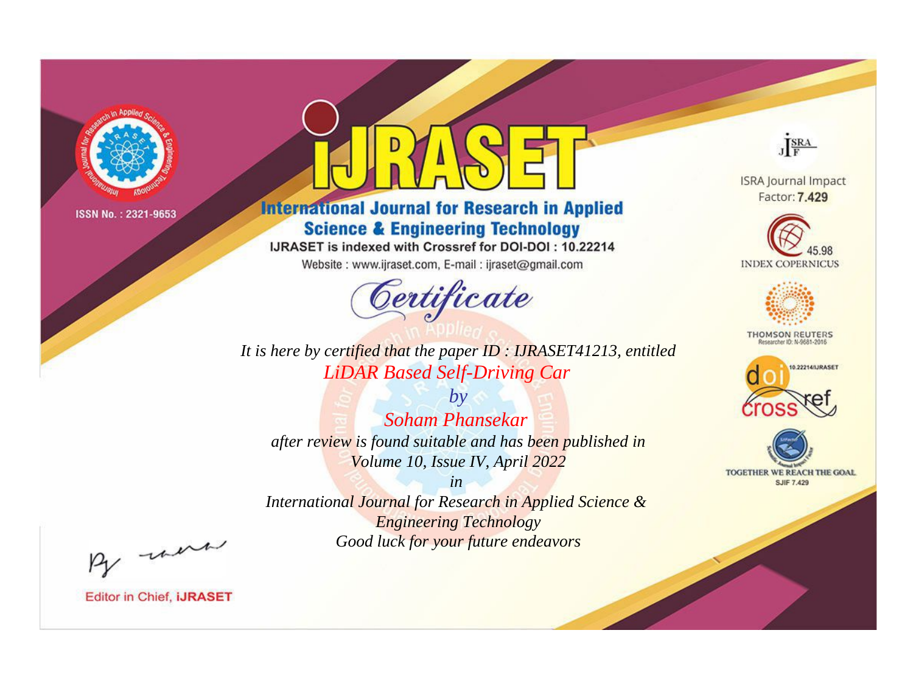ISSN No. : 2321-9653

# IJRASET

## International Journal for Research in Applied Science & Engineering Technology

IJRASET is indexed with Crossref for DOI-DOI : 10.22214

Website : www.ijraset.com, E-mail : ijraset@gmail.com

ISRA Journal Impact Factor: **7.429**

45.98 INDEX COPERNICUS

THOMSON REUTERS Researcher ID: N-9681-2016

10.22214/IJRASET

TOGETHER WE REACH THE GOAL SJIF 7.429

*Certificate*

*It is here by certified that the paper ID : IJRASET41213, entitled*

*LiDAR Based Self-Driving Car*

*by*

*Soham Phansekar*

*after review is found suitable and has been published in*

*Volume 10, Issue IV, April 2022*

*in*

*International Journal for Research in Applied Science & Engineering Technology*

*Good luck for your future endeavors*

Editor in Chief, **iJRASET**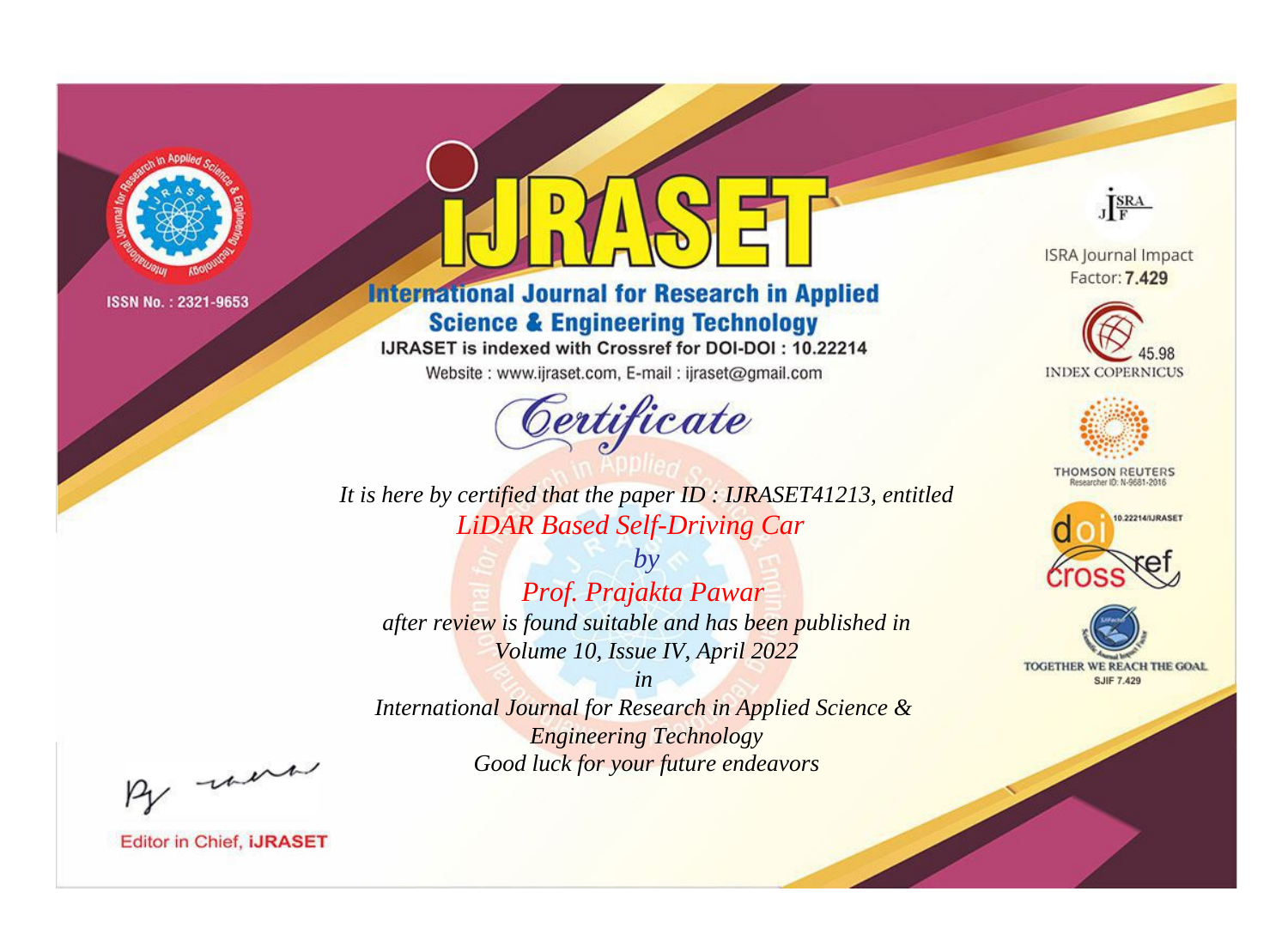ISSN No. : 2321-9653

# IJRASET

## International Journal for Research in Applied Science & Engineering Technology

IJRASET is indexed with Crossref for DOI-DOI : 10.22214

Website : www.ijraset.com, E-mail : ijraset@gmail.com

*Certificate*

*It is here by certified that the paper ID : IJRASET41213, entitled*

*LiDAR Based Self-Driving Car*

*by*

*Prof. Prajakta Pawar*

*after review is found suitable and has been published in*

*Volume 10, Issue IV, April 2022*

*in*

*International Journal for Research in Applied Science & Engineering Technology*

*Good luck for your future endeavors*

ISRA Journal Impact Factor: **7.429**

45.98 INDEX COPERNICUS

THOMSON REUTERS Researcher ID: N-9681-2016

10.22214/IJRASET

TOGETHER WE REACH THE GOAL SJIF 7.429

Editor in Chief, **iJRASET**